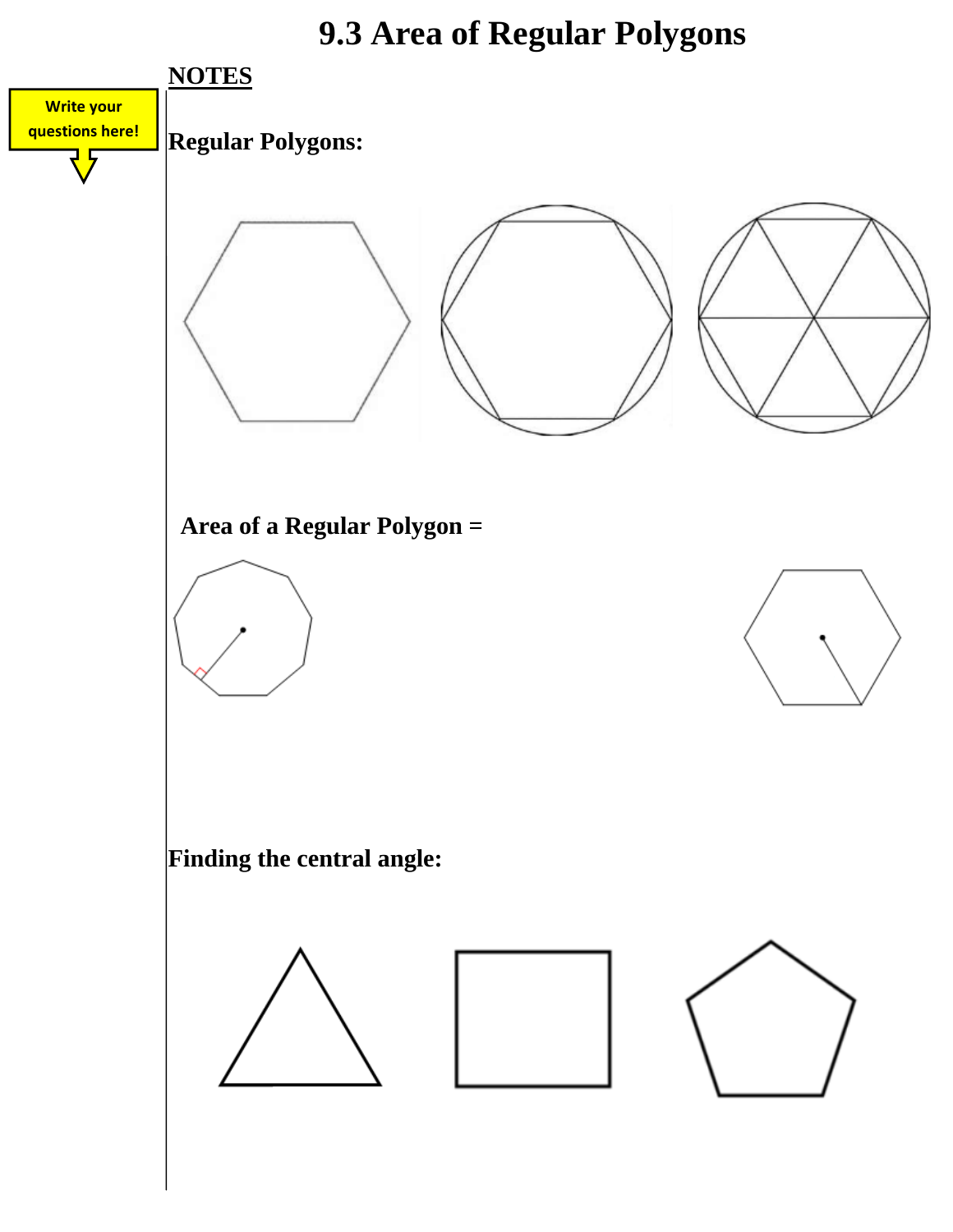# 9.3 Area of Regular Polygons

Write your questions here!

**NOTES**

**Regular Polygons:**

**Area of a Regular Polygon =**

**Finding the central angle:**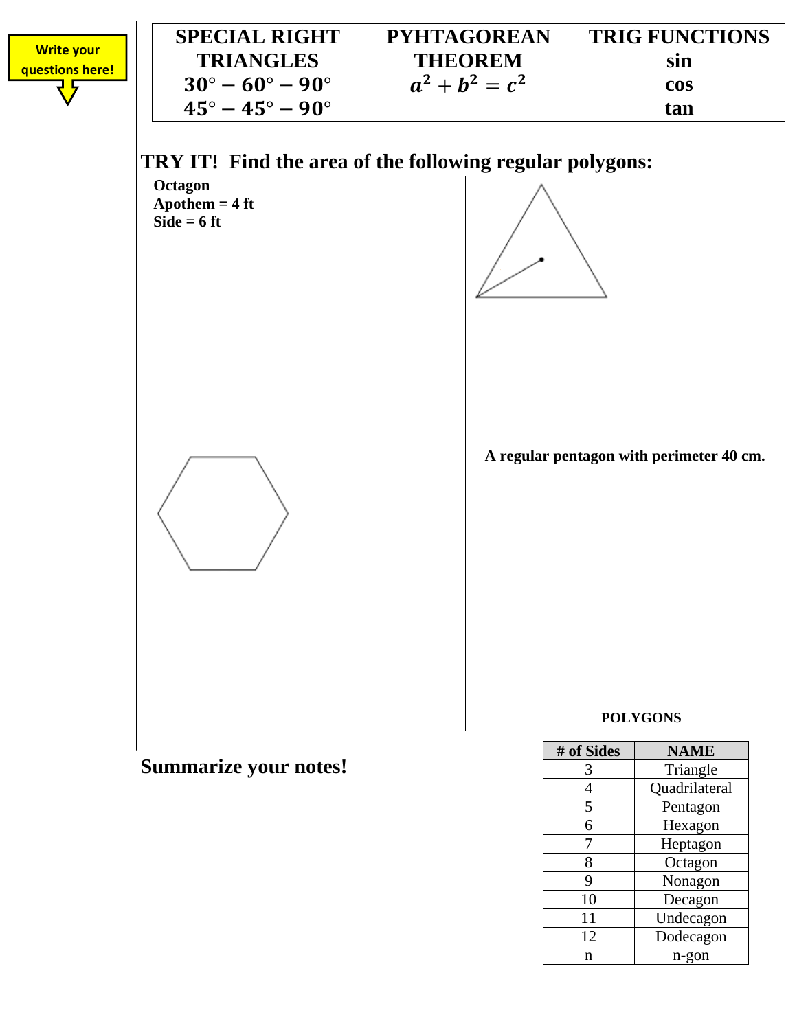Write your questions here!

| SPECIAL RIGHT TRIANGLES $30° - 60° - 90°$ $45° - 45° - 90°$ | PYHTAGOREAN THEOREM $a^2 + b^2 = c^2$ | TRIG FUNCTIONS sin cos tan |
|---|---|---|

## TRY IT! Find the area of the following regular polygons:

**Octagon**
**Apothem = 4 ft**
**Side = 6 ft**

**A regular pentagon with perimeter 40 cm.**

**POLYGONS**

| # of Sides | NAME |
|---|---|
| 3 | Triangle |
| 4 | Quadrilateral |
| 5 | Pentagon |
| 6 | Hexagon |
| 7 | Heptagon |
| 8 | Octagon |
| 9 | Nonagon |
| 10 | Decagon |
| 11 | Undecagon |
| 12 | Dodecagon |
| n | n-gon |

## Summarize your notes!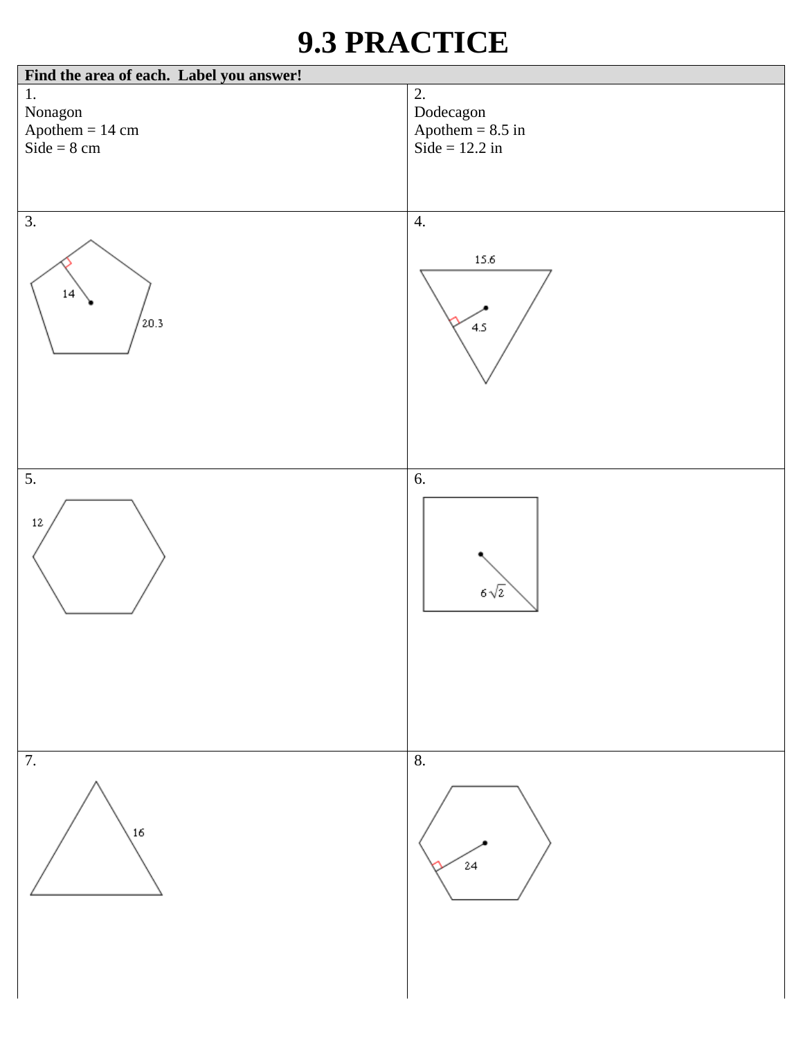# 9.3 PRACTICE

| Find the area of each. Label you answer! | |
|---|---|
| 1.<br>Nonagon<br>Apothem = 14 cm<br>Side = 8 cm | 2.<br>Dodecagon<br>Apothem = 8.5 in<br>Side = 12.2 in |
| 3.<br>14<br>20.3 | 4.<br>15.6<br>4.5 |
| 5.<br>12 | 6.<br>$6\sqrt{2}$ |
| 7.<br>16 | 8.<br>24 |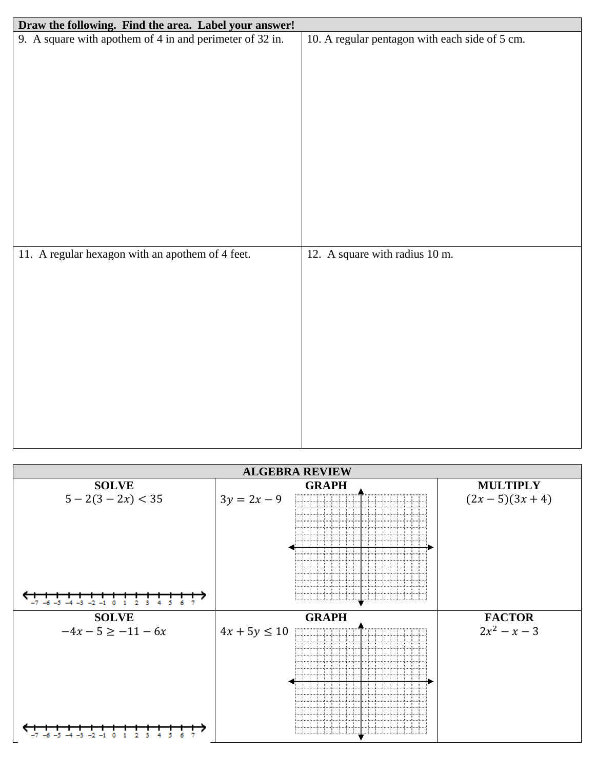| **Draw the following. Find the area. Label your answer!** | |
|---|---|
| 9. A square with apothem of 4 in and perimeter of 32 in. | 10. A regular pentagon with each side of 5 cm. |
| 11. A regular hexagon with an apothem of 4 feet. | 12. A square with radius 10 m. |

| **ALGEBRA REVIEW** | | |
|---|---|---|
| **SOLVE** $5 - 2(3 - 2x) < 35$ | **GRAPH** $3y = 2x - 9$ | **MULTIPLY** $(2x - 5)(3x + 4)$ |
| **SOLVE** $-4x - 5 \geq -11 - 6x$ | **GRAPH** $4x + 5y \leq 10$ | **FACTOR** $2x^2 - x - 3$ |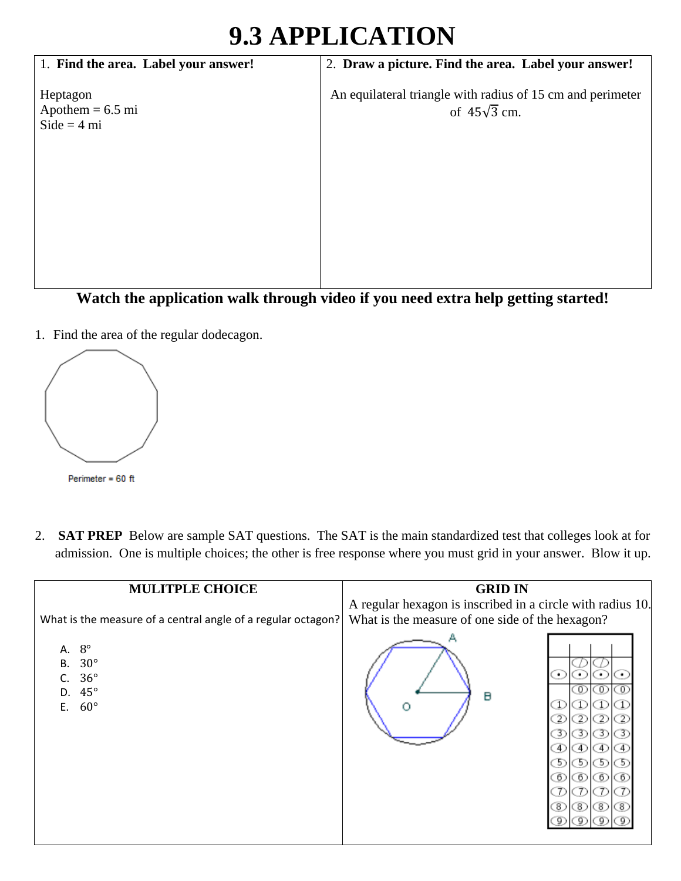# 9.3 APPLICATION

| 1. **Find the area. Label your answer!** | 2. **Draw a picture. Find the area. Label your answer!** |
| --- | --- |
| Heptagon<br>Apothem = 6.5 mi<br>Side = 4 mi | An equilateral triangle with radius of 15 cm and perimeter of $45\sqrt{3}$ cm. |

**Watch the application walk through video if you need extra help getting started!**

1. Find the area of the regular dodecagon.

Perimeter = 60 ft

2. **SAT PREP** Below are sample SAT questions. The SAT is the main standardized test that colleges look at for admission. One is multiple choices; the other is free response where you must grid in your answer. Blow it up.

| **MULITPLE CHOICE** | **GRID IN** |
| --- | --- |
| What is the measure of a central angle of a regular octagon?<br><br>A. 8°<br>B. 30°<br>C. 36°<br>D. 45°<br>E. 60° | A regular hexagon is inscribed in a circle with radius 10. What is the measure of one side of the hexagon? |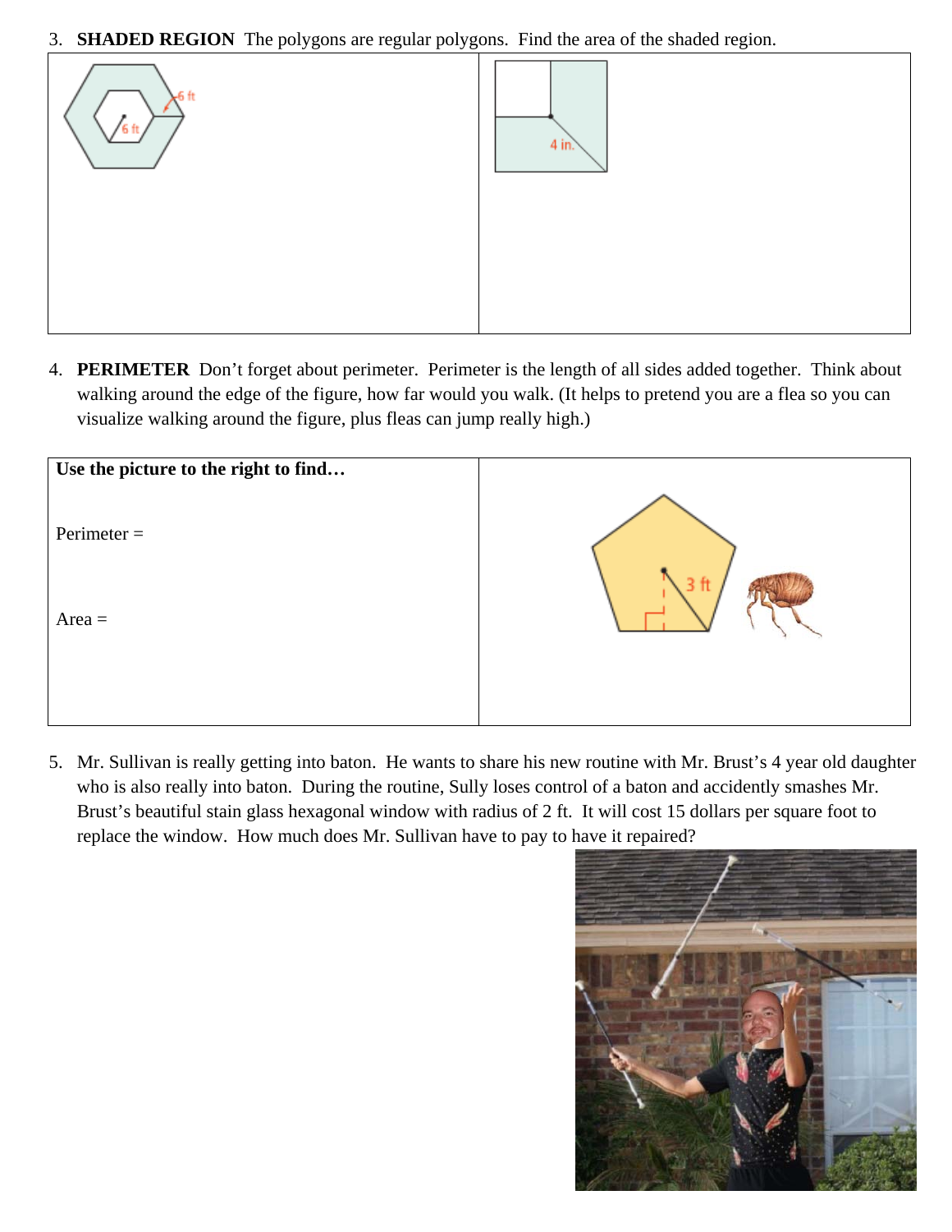3. **SHADED REGION** The polygons are regular polygons. Find the area of the shaded region.

6 ft

6 ft

4 in.

4. **PERIMETER** Don't forget about perimeter. Perimeter is the length of all sides added together. Think about walking around the edge of the figure, how far would you walk. (It helps to pretend you are a flea so you can visualize walking around the figure, plus fleas can jump really high.)

| | |
|---|---|
| **Use the picture to the right to find…**<br><br>Perimeter =<br><br>Area = | 3 ft |

5. Mr. Sullivan is really getting into baton. He wants to share his new routine with Mr. Brust's 4 year old daughter who is also really into baton. During the routine, Sully loses control of a baton and accidently smashes Mr. Brust's beautiful stain glass hexagonal window with radius of 2 ft. It will cost 15 dollars per square foot to replace the window. How much does Mr. Sullivan have to pay to have it repaired?